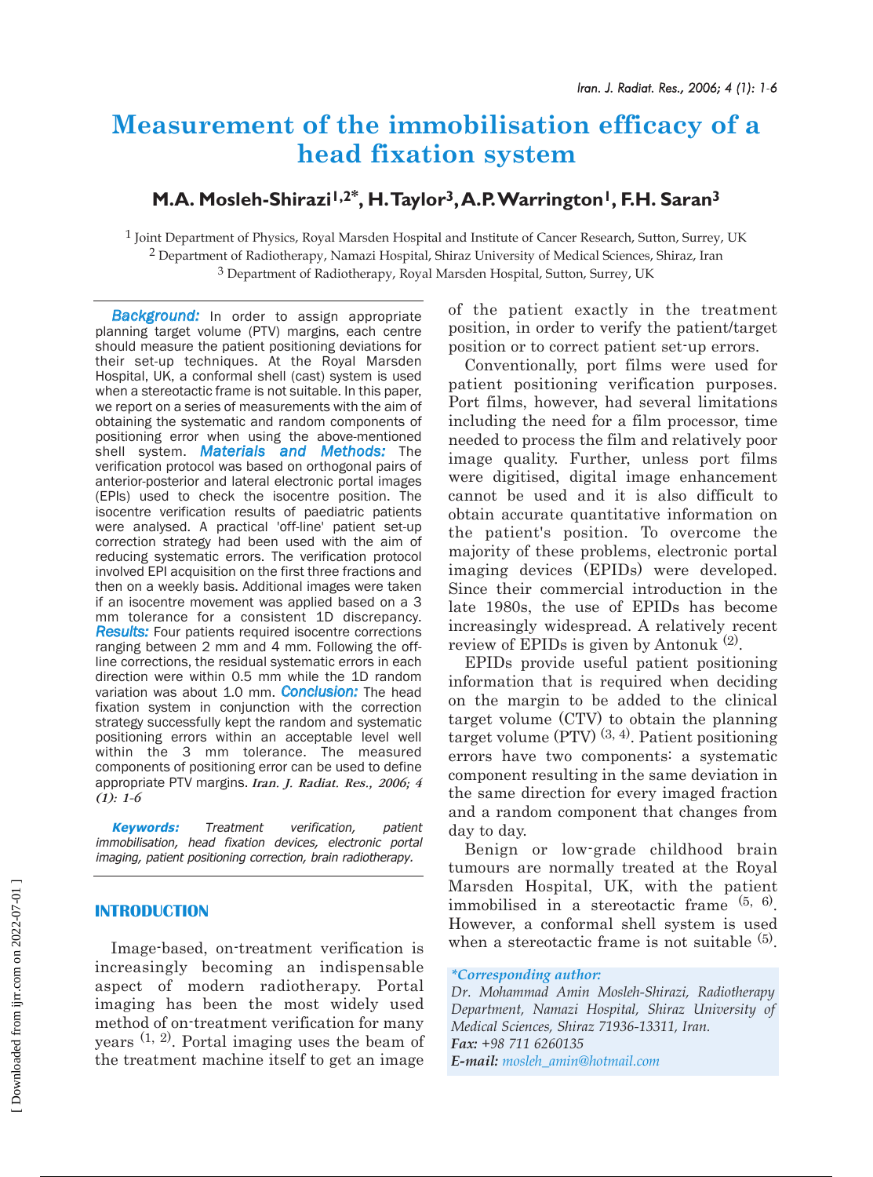# Measurement of the immobilisation efficacy of a head fixation system

## M.A. Mosleh-Shirazi[1,2*], H. Taylor[3], A.P. Warrington[1], F.H. Saran[3]

[1] Joint Department of Physics, Royal Marsden Hospital and Institute of Cancer Research, Sutton, Surrey, UK
[2] Department of Radiotherapy, Namazi Hospital, Shiraz University of Medical Sciences, Shiraz, Iran
[3] Department of Radiotherapy, Royal Marsden Hospital, Sutton, Surrey, UK

***Background:*** In order to assign appropriate planning target volume (PTV) margins, each centre should measure the patient positioning deviations for their set-up techniques. At the Royal Marsden Hospital, UK, a conformal shell (cast) system is used when a stereotactic frame is not suitable. In this paper, we report on a series of measurements with the aim of obtaining the systematic and random components of positioning error when using the above-mentioned shell system. ***Materials and Methods:*** The verification protocol was based on orthogonal pairs of anterior-posterior and lateral electronic portal images (EPIs) used to check the isocentre position. The isocentre verification results of paediatric patients were analysed. A practical 'off-line' patient set-up correction strategy had been used with the aim of reducing systematic errors. The verification protocol involved EPI acquisition on the first three fractions and then on a weekly basis. Additional images were taken if an isocentre movement was applied based on a 3 mm tolerance for a consistent 1D discrepancy. ***Results:*** Four patients required isocentre corrections ranging between 2 mm and 4 mm. Following the off-line corrections, the residual systematic errors in each direction were within 0.5 mm while the 1D random variation was about 1.0 mm. ***Conclusion:*** The head fixation system in conjunction with the correction strategy successfully kept the random and systematic positioning errors within an acceptable level well within the 3 mm tolerance. The measured components of positioning error can be used to define appropriate PTV margins. *Iran. J. Radiat. Res., 2006; 4 (1): 1-6*

***Keywords:*** *Treatment verification, patient immobilisation, head fixation devices, electronic portal imaging, patient positioning correction, brain radiotherapy.*

## INTRODUCTION

Image-based, on-treatment verification is increasingly becoming an indispensable aspect of modern radiotherapy. Portal imaging has been the most widely used method of on-treatment verification for many years [1, 2]. Portal imaging uses the beam of the treatment machine itself to get an image of the patient exactly in the treatment position, in order to verify the patient/target position or to correct patient set-up errors.

Conventionally, port films were used for patient positioning verification purposes. Port films, however, had several limitations including the need for a film processor, time needed to process the film and relatively poor image quality. Further, unless port films were digitised, digital image enhancement cannot be used and it is also difficult to obtain accurate quantitative information on the patient's position. To overcome the majority of these problems, electronic portal imaging devices (EPIDs) were developed. Since their commercial introduction in the late 1980s, the use of EPIDs has become increasingly widespread. A relatively recent review of EPIDs is given by Antonuk [2].

EPIDs provide useful patient positioning information that is required when deciding on the margin to be added to the clinical target volume (CTV) to obtain the planning target volume (PTV) [3, 4]. Patient positioning errors have two components: a systematic component resulting in the same deviation in the same direction for every imaged fraction and a random component that changes from day to day.

Benign or low-grade childhood brain tumours are normally treated at the Royal Marsden Hospital, UK, with the patient immobilised in a stereotactic frame [5, 6]. However, a conformal shell system is used when a stereotactic frame is not suitable [5].

*\*Corresponding author:*
*Dr. Mohammad Amin Mosleh-Shirazi, Radiotherapy Department, Namazi Hospital, Shiraz University of Medical Sciences, Shiraz 71936-13311, Iran.*
***Fax:*** *+98 711 6260135*
***E-mail:*** *mosleh_amin@hotmail.com*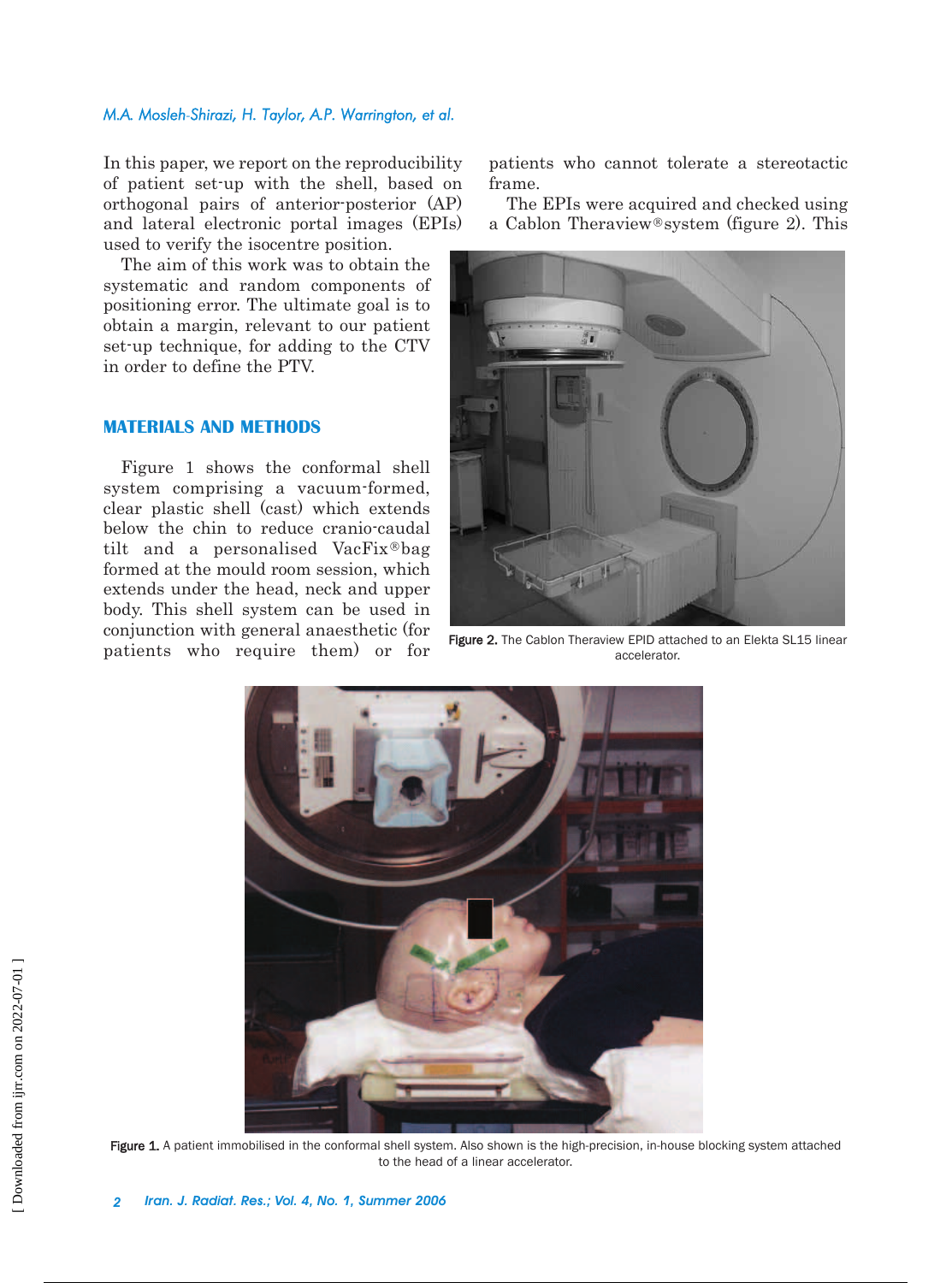In this paper, we report on the reproducibility of patient set-up with the shell, based on orthogonal pairs of anterior-posterior (AP) and lateral electronic portal images (EPIs) used to verify the isocentre position.

The aim of this work was to obtain the systematic and random components of positioning error. The ultimate goal is to obtain a margin, relevant to our patient set-up technique, for adding to the CTV in order to define the PTV.

## MATERIALS AND METHODS

Figure 1 shows the conformal shell system comprising a vacuum-formed, clear plastic shell (cast) which extends below the chin to reduce cranio-caudal tilt and a personalised VacFix®bag formed at the mould room session, which extends under the head, neck and upper body. This shell system can be used in conjunction with general anaesthetic (for patients who require them) or for patients who cannot tolerate a stereotactic frame.

The EPIs were acquired and checked using a Cablon Theraview®system (figure 2). This

Figure 2. The Cablon Theraview EPID attached to an Elekta SL15 linear accelerator.

Figure 1. A patient immobilised in the conformal shell system. Also shown is the high-precision, in-house blocking system attached to the head of a linear accelerator.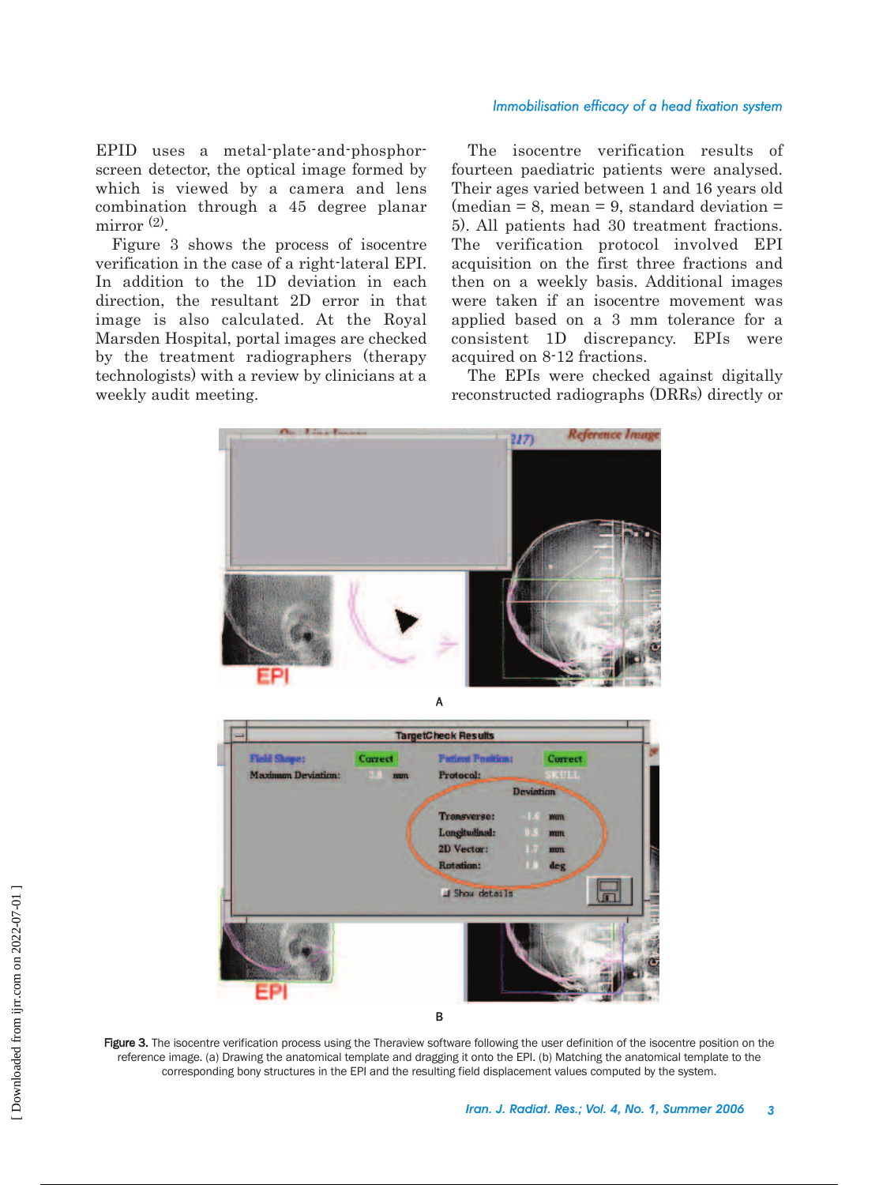EPID uses a metal-plate-and-phosphor-screen detector, the optical image formed by which is viewed by a camera and lens combination through a 45 degree planar mirror [2].

Figure 3 shows the process of isocentre verification in the case of a right-lateral EPI. In addition to the 1D deviation in each direction, the resultant 2D error in that image is also calculated. At the Royal Marsden Hospital, portal images are checked by the treatment radiographers (therapy technologists) with a review by clinicians at a weekly audit meeting.

The isocentre verification results of fourteen paediatric patients were analysed. Their ages varied between 1 and 16 years old (median = 8, mean = 9, standard deviation = 5). All patients had 30 treatment fractions. The verification protocol involved EPI acquisition on the first three fractions and then on a weekly basis. Additional images were taken if an isocentre movement was applied based on a 3 mm tolerance for a consistent 1D discrepancy. EPIs were acquired on 8-12 fractions.

The EPIs were checked against digitally reconstructed radiographs (DRRs) directly or

Figure 3. The isocentre verification process using the Theraview software following the user definition of the isocentre position on the reference image. (a) Drawing the anatomical template and dragging it onto the EPI. (b) Matching the anatomical template to the corresponding bony structures in the EPI and the resulting field displacement values computed by the system.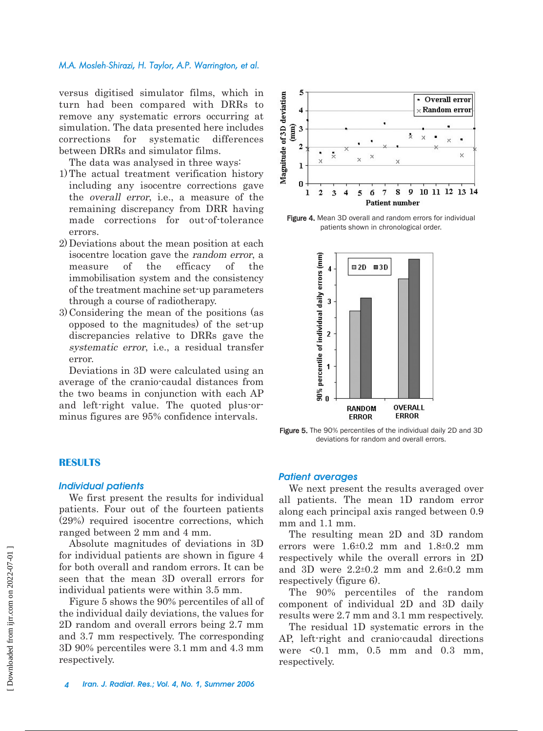versus digitised simulator films, which in turn had been compared with DRRs to remove any systematic errors occurring at simulation. The data presented here includes corrections for systematic differences between DRRs and simulator films.

The data was analysed in three ways:

1) The actual treatment verification history including any isocentre corrections gave the *overall error*, i.e., a measure of the remaining discrepancy from DRR having made corrections for out-of-tolerance errors.
2) Deviations about the mean position at each isocentre location gave the *random error*, a measure of the efficacy of the immobilisation system and the consistency of the treatment machine set-up parameters through a course of radiotherapy.
3) Considering the mean of the positions (as opposed to the magnitudes) of the set-up discrepancies relative to DRRs gave the *systematic error*, i.e., a residual transfer error.

Deviations in 3D were calculated using an average of the cranio-caudal distances from the two beams in conjunction with each AP and left-right value. The quoted plus-or-minus figures are 95% confidence intervals.

Figure 4. Mean 3D overall and random errors for individual patients shown in chronological order.

Figure 5. The 90% percentiles of the individual daily 2D and 3D deviations for random and overall errors.

## RESULTS

### *Individual patients*

We first present the results for individual patients. Four out of the fourteen patients (29%) required isocentre corrections, which ranged between 2 mm and 4 mm.

Absolute magnitudes of deviations in 3D for individual patients are shown in figure 4 for both overall and random errors. It can be seen that the mean 3D overall errors for individual patients were within 3.5 mm.

Figure 5 shows the 90% percentiles of all of the individual daily deviations, the values for 2D random and overall errors being 2.7 mm and 3.7 mm respectively. The corresponding 3D 90% percentiles were 3.1 mm and 4.3 mm respectively.

### *Patient averages*

We next present the results averaged over all patients. The mean 1D random error along each principal axis ranged between 0.9 mm and 1.1 mm.

The resulting mean 2D and 3D random errors were 1.6±0.2 mm and 1.8±0.2 mm respectively while the overall errors in 2D and 3D were 2.2±0.2 mm and 2.6±0.2 mm respectively (figure 6).

The 90% percentiles of the random component of individual 2D and 3D daily results were 2.7 mm and 3.1 mm respectively.

The residual 1D systematic errors in the AP, left-right and cranio-caudal directions were <0.1 mm, 0.5 mm and 0.3 mm, respectively.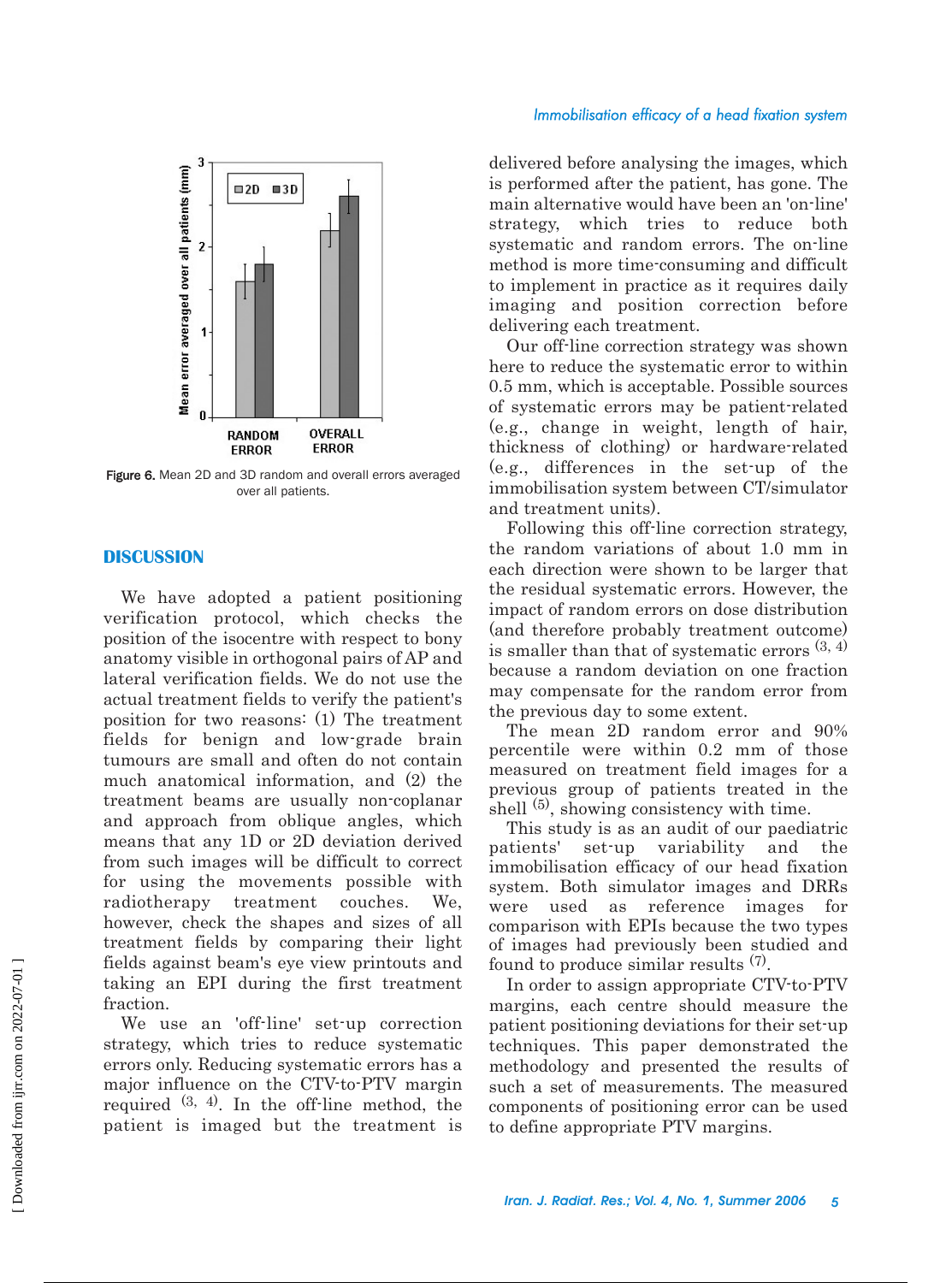Figure 6. Mean 2D and 3D random and overall errors averaged over all patients.

## DISCUSSION

We have adopted a patient positioning verification protocol, which checks the position of the isocentre with respect to bony anatomy visible in orthogonal pairs of AP and lateral verification fields. We do not use the actual treatment fields to verify the patient's position for two reasons: (1) The treatment fields for benign and low-grade brain tumours are small and often do not contain much anatomical information, and (2) the treatment beams are usually non-coplanar and approach from oblique angles, which means that any 1D or 2D deviation derived from such images will be difficult to correct for using the movements possible with radiotherapy treatment couches. We, however, check the shapes and sizes of all treatment fields by comparing their light fields against beam's eye view printouts and taking an EPI during the first treatment fraction.

We use an 'off-line' set-up correction strategy, which tries to reduce systematic errors only. Reducing systematic errors has a major influence on the CTV-to-PTV margin required [3, 4]. In the off-line method, the patient is imaged but the treatment is delivered before analysing the images, which is performed after the patient, has gone. The main alternative would have been an 'on-line' strategy, which tries to reduce both systematic and random errors. The on-line method is more time-consuming and difficult to implement in practice as it requires daily imaging and position correction before delivering each treatment.

Our off-line correction strategy was shown here to reduce the systematic error to within 0.5 mm, which is acceptable. Possible sources of systematic errors may be patient-related (e.g., change in weight, length of hair, thickness of clothing) or hardware-related (e.g., differences in the set-up of the immobilisation system between CT/simulator and treatment units).

Following this off-line correction strategy, the random variations of about 1.0 mm in each direction were shown to be larger that the residual systematic errors. However, the impact of random errors on dose distribution (and therefore probably treatment outcome) is smaller than that of systematic errors [3, 4] because a random deviation on one fraction may compensate for the random error from the previous day to some extent.

The mean 2D random error and 90% percentile were within 0.2 mm of those measured on treatment field images for a previous group of patients treated in the shell [5], showing consistency with time.

This study is as an audit of our paediatric patients' set-up variability and the immobilisation efficacy of our head fixation system. Both simulator images and DRRs were used as reference images for comparison with EPIs because the two types of images had previously been studied and found to produce similar results [7].

In order to assign appropriate CTV-to-PTV margins, each centre should measure the patient positioning deviations for their set-up techniques. This paper demonstrated the methodology and presented the results of such a set of measurements. The measured components of positioning error can be used to define appropriate PTV margins.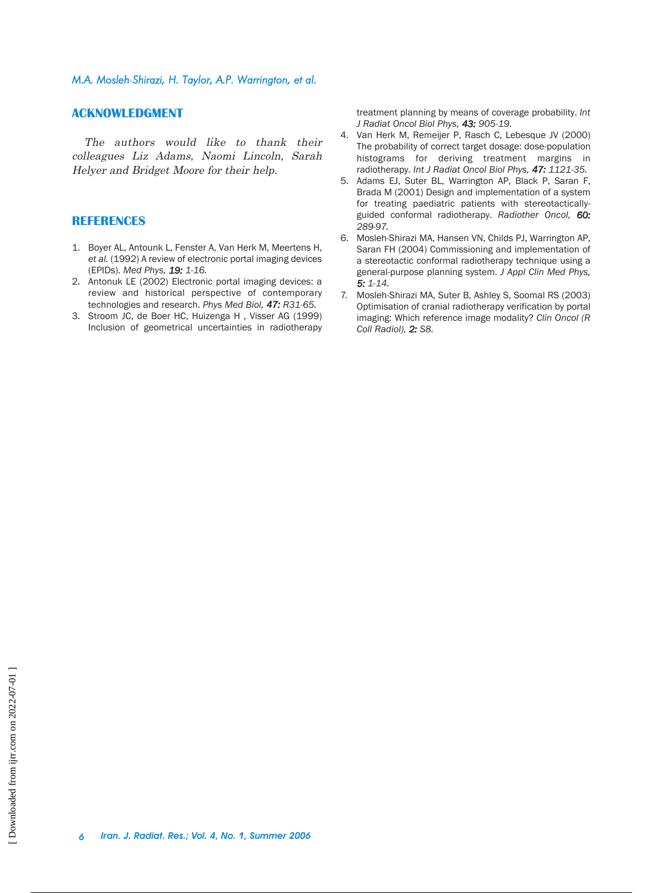## ACKNOWLEDGMENT

*The authors would like to thank their colleagues Liz Adams, Naomi Lincoln, Sarah Helyer and Bridget Moore for their help.*

## REFERENCES

1. Boyer AL, Antounk L, Fenster A, Van Herk M, Meertens H, *et al.* (1992) A review of electronic portal imaging devices (EPIDs). *Med Phys, **19:** 1-16.*
2. Antonuk LE (2002) Electronic portal imaging devices: a review and historical perspective of contemporary technologies and research. *Phys Med Biol, **47:** R31-65.*
3. Stroom JC, de Boer HC, Huizenga H , Visser AG (1999) Inclusion of geometrical uncertainties in radiotherapy treatment planning by means of coverage probability. *Int J Radiat Oncol Biol Phys, **43:** 905-19.*
4. Van Herk M, Remeijer P, Rasch C, Lebesque JV (2000) The probability of correct target dosage: dose-population histograms for deriving treatment margins in radiotherapy. *Int J Radiat Oncol Biol Phys, **47:** 1121-35.*
5. Adams EJ, Suter BL, Warrington AP, Black P, Saran F, Brada M (2001) Design and implementation of a system for treating paediatric patients with stereotactically-guided conformal radiotherapy. *Radiother Oncol, **60:** 289-97.*
6. Mosleh-Shirazi MA, Hansen VN, Childs PJ, Warrington AP, Saran FH (2004) Commissioning and implementation of a stereotactic conformal radiotherapy technique using a general-purpose planning system. *J Appl Clin Med Phys, **5:** 1-14.*
7. Mosleh-Shirazi MA, Suter B, Ashley S, Soomal RS (2003) Optimisation of cranial radiotherapy verification by portal imaging: Which reference image modality? *Clin Oncol (R Coll Radiol), **2:** S8.*